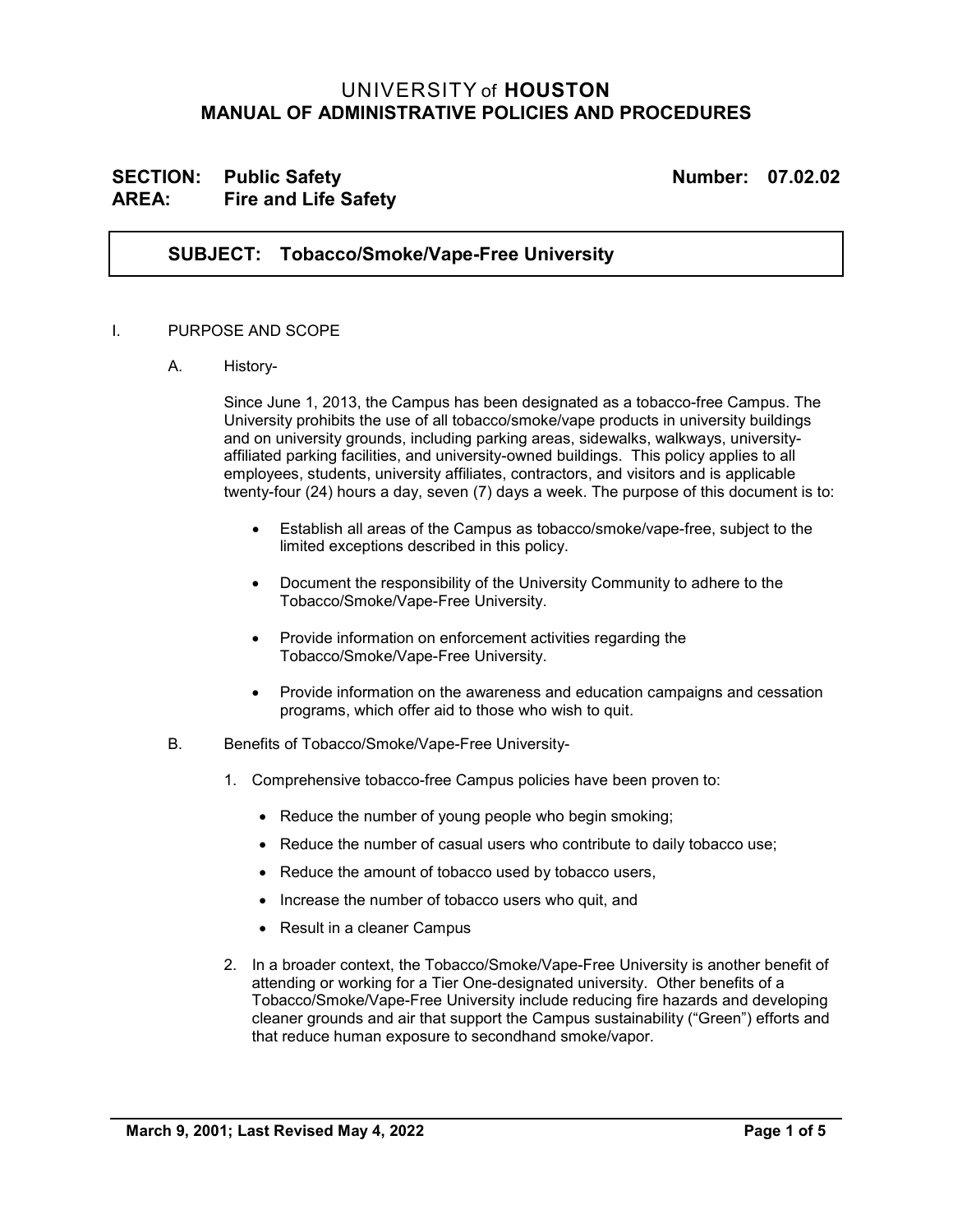# UNIVERSITY of HOUSTON
# MANUAL OF ADMINISTRATIVE POLICIES AND PROCEDURES

**SECTION: Public Safety** **Number: 07.02.02**
**AREA: Fire and Life Safety**

## SUBJECT: Tobacco/Smoke/Vape-Free University

I. PURPOSE AND SCOPE

A. History-

Since June 1, 2013, the Campus has been designated as a tobacco-free Campus. The University prohibits the use of all tobacco/smoke/vape products in university buildings and on university grounds, including parking areas, sidewalks, walkways, university-affiliated parking facilities, and university-owned buildings. This policy applies to all employees, students, university affiliates, contractors, and visitors and is applicable twenty-four (24) hours a day, seven (7) days a week. The purpose of this document is to:

- Establish all areas of the Campus as tobacco/smoke/vape-free, subject to the limited exceptions described in this policy.
- Document the responsibility of the University Community to adhere to the Tobacco/Smoke/Vape-Free University.
- Provide information on enforcement activities regarding the Tobacco/Smoke/Vape-Free University.
- Provide information on the awareness and education campaigns and cessation programs, which offer aid to those who wish to quit.

B. Benefits of Tobacco/Smoke/Vape-Free University-

1. Comprehensive tobacco-free Campus policies have been proven to:
   - Reduce the number of young people who begin smoking;
   - Reduce the number of casual users who contribute to daily tobacco use;
   - Reduce the amount of tobacco used by tobacco users,
   - Increase the number of tobacco users who quit, and
   - Result in a cleaner Campus
2. In a broader context, the Tobacco/Smoke/Vape-Free University is another benefit of attending or working for a Tier One-designated university. Other benefits of a Tobacco/Smoke/Vape-Free University include reducing fire hazards and developing cleaner grounds and air that support the Campus sustainability ("Green") efforts and that reduce human exposure to secondhand smoke/vapor.

March 9, 2001; Last Revised May 4, 2022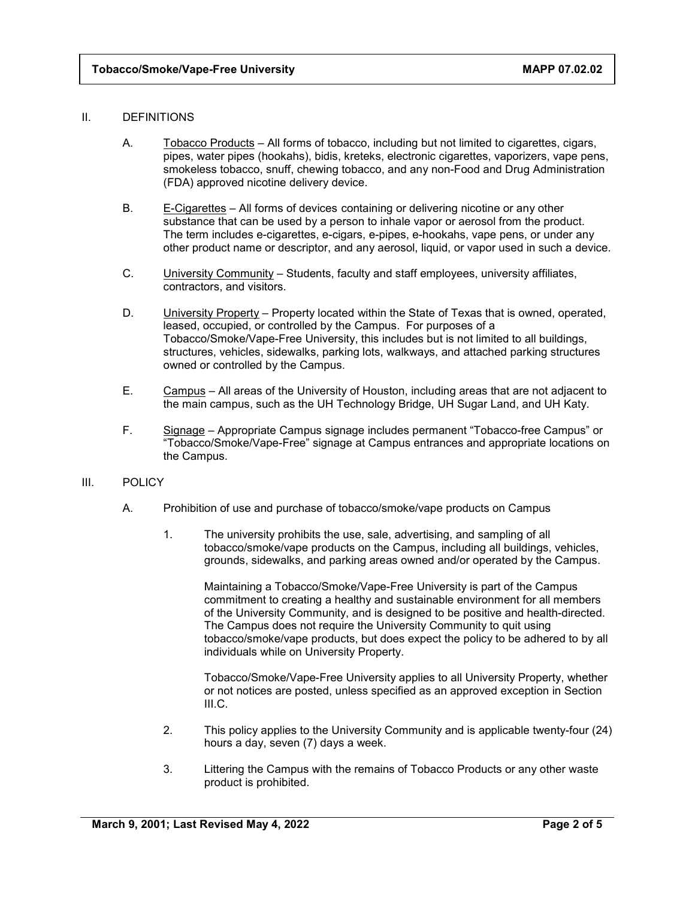## II. DEFINITIONS

A. Tobacco Products – All forms of tobacco, including but not limited to cigarettes, cigars, pipes, water pipes (hookahs), bidis, kreteks, electronic cigarettes, vaporizers, vape pens, smokeless tobacco, snuff, chewing tobacco, and any non-Food and Drug Administration (FDA) approved nicotine delivery device.

B. E-Cigarettes – All forms of devices containing or delivering nicotine or any other substance that can be used by a person to inhale vapor or aerosol from the product. The term includes e-cigarettes, e-cigars, e-pipes, e-hookahs, vape pens, or under any other product name or descriptor, and any aerosol, liquid, or vapor used in such a device.

C. University Community – Students, faculty and staff employees, university affiliates, contractors, and visitors.

D. University Property – Property located within the State of Texas that is owned, operated, leased, occupied, or controlled by the Campus. For purposes of a Tobacco/Smoke/Vape-Free University, this includes but is not limited to all buildings, structures, vehicles, sidewalks, parking lots, walkways, and attached parking structures owned or controlled by the Campus.

E. Campus – All areas of the University of Houston, including areas that are not adjacent to the main campus, such as the UH Technology Bridge, UH Sugar Land, and UH Katy.

F. Signage – Appropriate Campus signage includes permanent "Tobacco-free Campus" or "Tobacco/Smoke/Vape-Free" signage at Campus entrances and appropriate locations on the Campus.

## III. POLICY

A. Prohibition of use and purchase of tobacco/smoke/vape products on Campus

1. The university prohibits the use, sale, advertising, and sampling of all tobacco/smoke/vape products on the Campus, including all buildings, vehicles, grounds, sidewalks, and parking areas owned and/or operated by the Campus.

   Maintaining a Tobacco/Smoke/Vape-Free University is part of the Campus commitment to creating a healthy and sustainable environment for all members of the University Community, and is designed to be positive and health-directed. The Campus does not require the University Community to quit using tobacco/smoke/vape products, but does expect the policy to be adhered to by all individuals while on University Property.

   Tobacco/Smoke/Vape-Free University applies to all University Property, whether or not notices are posted, unless specified as an approved exception in Section III.C.

2. This policy applies to the University Community and is applicable twenty-four (24) hours a day, seven (7) days a week.

3. Littering the Campus with the remains of Tobacco Products or any other waste product is prohibited.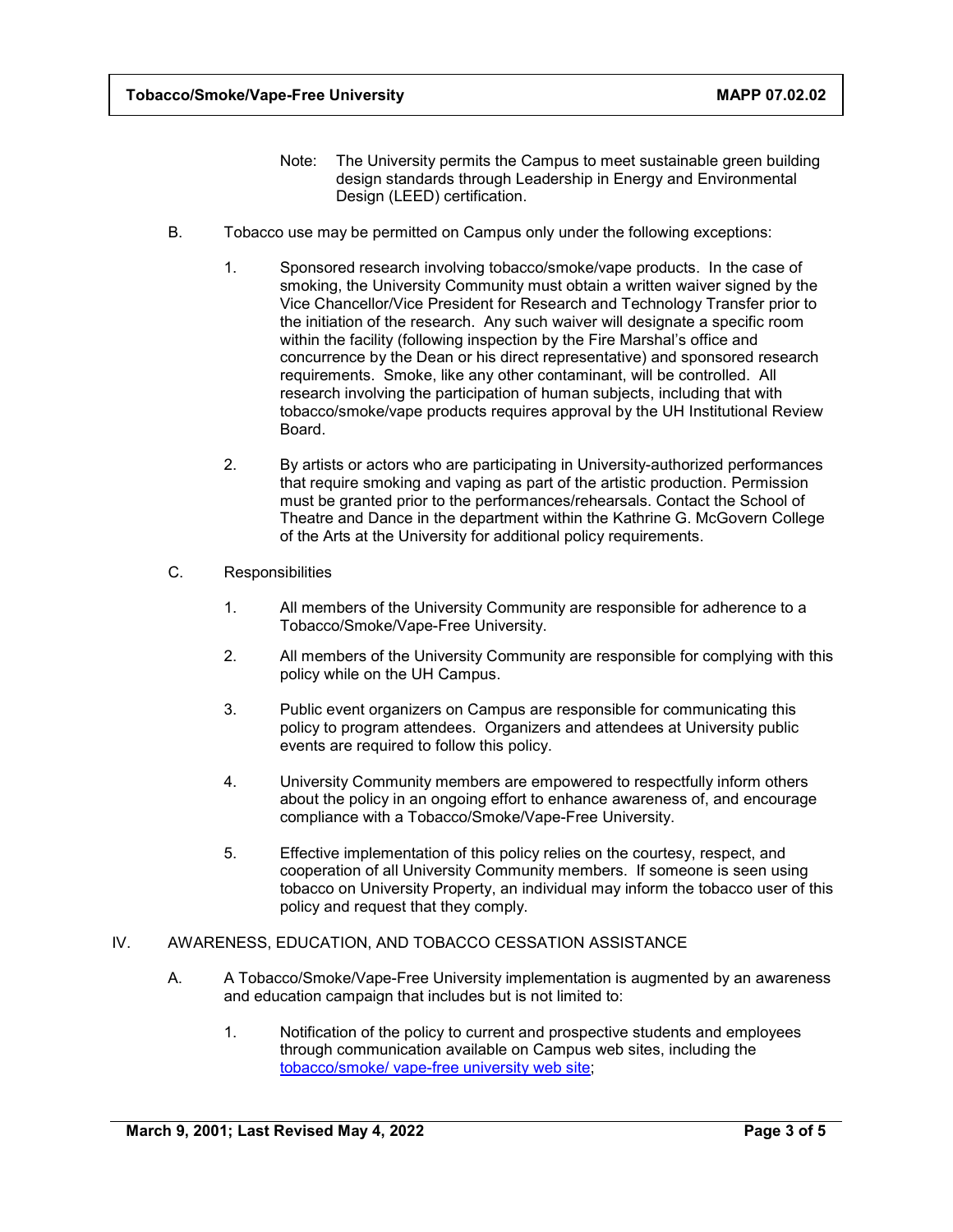Note: The University permits the Campus to meet sustainable green building design standards through Leadership in Energy and Environmental Design (LEED) certification.

B. Tobacco use may be permitted on Campus only under the following exceptions:

1. Sponsored research involving tobacco/smoke/vape products. In the case of smoking, the University Community must obtain a written waiver signed by the Vice Chancellor/Vice President for Research and Technology Transfer prior to the initiation of the research. Any such waiver will designate a specific room within the facility (following inspection by the Fire Marshal's office and concurrence by the Dean or his direct representative) and sponsored research requirements. Smoke, like any other contaminant, will be controlled. All research involving the participation of human subjects, including that with tobacco/smoke/vape products requires approval by the UH Institutional Review Board.

2. By artists or actors who are participating in University-authorized performances that require smoking and vaping as part of the artistic production. Permission must be granted prior to the performances/rehearsals. Contact the School of Theatre and Dance in the department within the Kathrine G. McGovern College of the Arts at the University for additional policy requirements.

C. Responsibilities

1. All members of the University Community are responsible for adherence to a Tobacco/Smoke/Vape-Free University.

2. All members of the University Community are responsible for complying with this policy while on the UH Campus.

3. Public event organizers on Campus are responsible for communicating this policy to program attendees. Organizers and attendees at University public events are required to follow this policy.

4. University Community members are empowered to respectfully inform others about the policy in an ongoing effort to enhance awareness of, and encourage compliance with a Tobacco/Smoke/Vape-Free University.

5. Effective implementation of this policy relies on the courtesy, respect, and cooperation of all University Community members. If someone is seen using tobacco on University Property, an individual may inform the tobacco user of this policy and request that they comply.

## IV. AWARENESS, EDUCATION, AND TOBACCO CESSATION ASSISTANCE

A. A Tobacco/Smoke/Vape-Free University implementation is augmented by an awareness and education campaign that includes but is not limited to:

1. Notification of the policy to current and prospective students and employees through communication available on Campus web sites, including the tobacco/smoke/ vape-free university web site;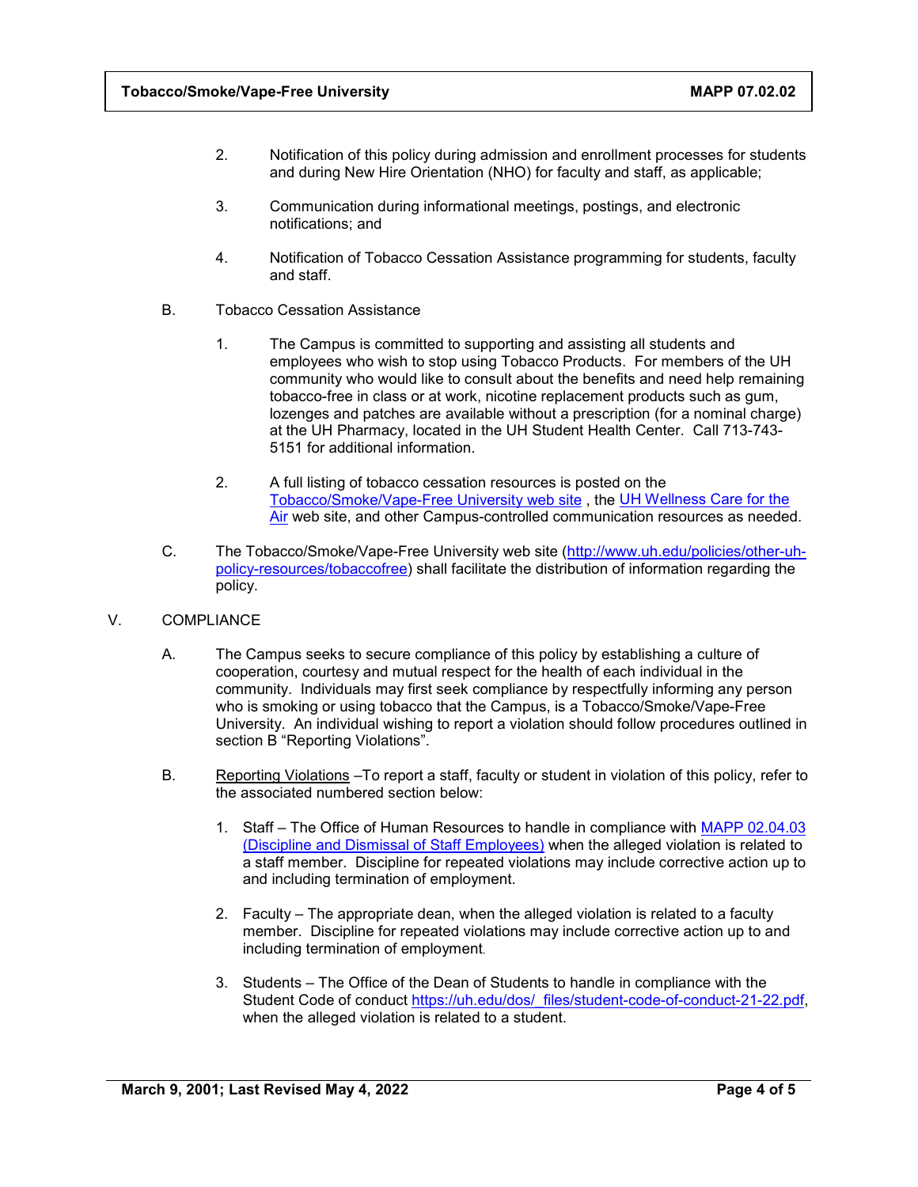2. Notification of this policy during admission and enrollment processes for students and during New Hire Orientation (NHO) for faculty and staff, as applicable;

3. Communication during informational meetings, postings, and electronic notifications; and

4. Notification of Tobacco Cessation Assistance programming for students, faculty and staff.

B. Tobacco Cessation Assistance

1. The Campus is committed to supporting and assisting all students and employees who wish to stop using Tobacco Products. For members of the UH community who would like to consult about the benefits and need help remaining tobacco-free in class or at work, nicotine replacement products such as gum, lozenges and patches are available without a prescription (for a nominal charge) at the UH Pharmacy, located in the UH Student Health Center. Call 713-743-5151 for additional information.

2. A full listing of tobacco cessation resources is posted on the Tobacco/Smoke/Vape-Free University web site , the UH Wellness Care for the Air web site, and other Campus-controlled communication resources as needed.

C. The Tobacco/Smoke/Vape-Free University web site (http://www.uh.edu/policies/other-uh-policy-resources/tobaccofree) shall facilitate the distribution of information regarding the policy.

## V. COMPLIANCE

A. The Campus seeks to secure compliance of this policy by establishing a culture of cooperation, courtesy and mutual respect for the health of each individual in the community. Individuals may first seek compliance by respectfully informing any person who is smoking or using tobacco that the Campus, is a Tobacco/Smoke/Vape-Free University. An individual wishing to report a violation should follow procedures outlined in section B "Reporting Violations".

B. Reporting Violations –To report a staff, faculty or student in violation of this policy, refer to the associated numbered section below:

1. Staff – The Office of Human Resources to handle in compliance with MAPP 02.04.03 (Discipline and Dismissal of Staff Employees) when the alleged violation is related to a staff member. Discipline for repeated violations may include corrective action up to and including termination of employment.

2. Faculty – The appropriate dean, when the alleged violation is related to a faculty member. Discipline for repeated violations may include corrective action up to and including termination of employment.

3. Students – The Office of the Dean of Students to handle in compliance with the Student Code of conduct https://uh.edu/dos/_files/student-code-of-conduct-21-22.pdf, when the alleged violation is related to a student.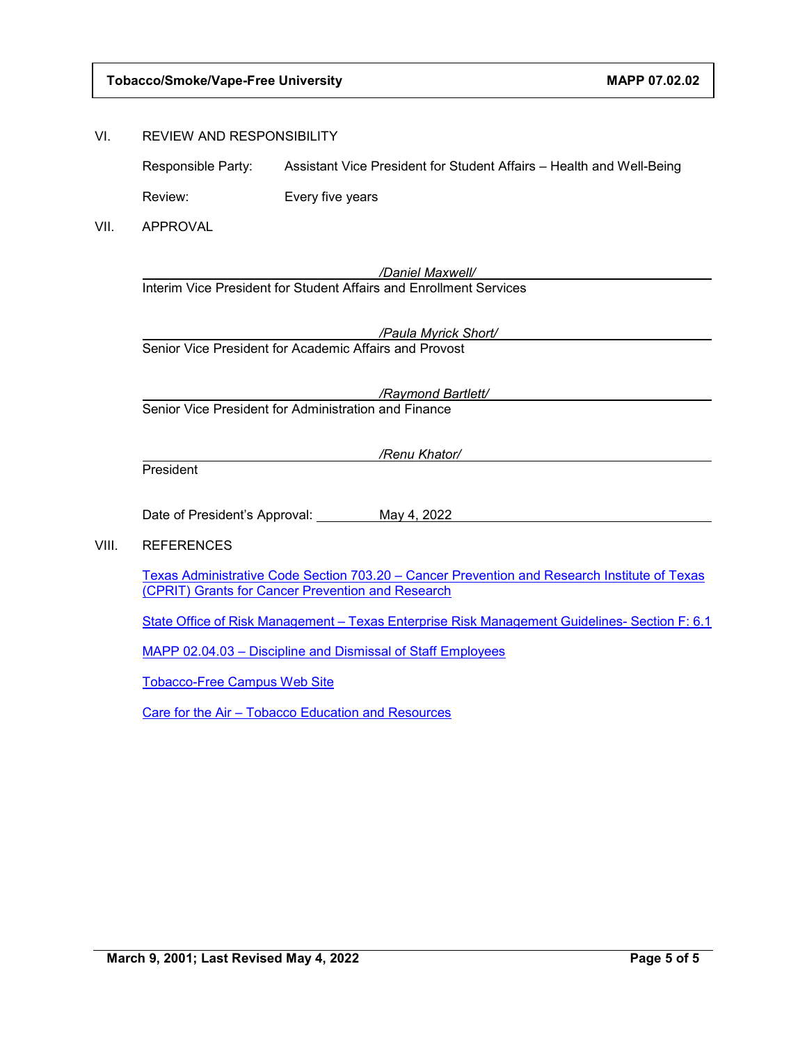VI. REVIEW AND RESPONSIBILITY

Responsible Party: Assistant Vice President for Student Affairs – Health and Well-Being

Review: Every five years

VII. APPROVAL

*/Daniel Maxwell/*
Interim Vice President for Student Affairs and Enrollment Services

*/Paula Myrick Short/*
Senior Vice President for Academic Affairs and Provost

*/Raymond Bartlett/*
Senior Vice President for Administration and Finance

*/Renu Khator/*
President

Date of President's Approval: May 4, 2022

VIII. REFERENCES

Texas Administrative Code Section 703.20 – Cancer Prevention and Research Institute of Texas (CPRIT) Grants for Cancer Prevention and Research

State Office of Risk Management – Texas Enterprise Risk Management Guidelines- Section F: 6.1

MAPP 02.04.03 – Discipline and Dismissal of Staff Employees

Tobacco-Free Campus Web Site

Care for the Air – Tobacco Education and Resources